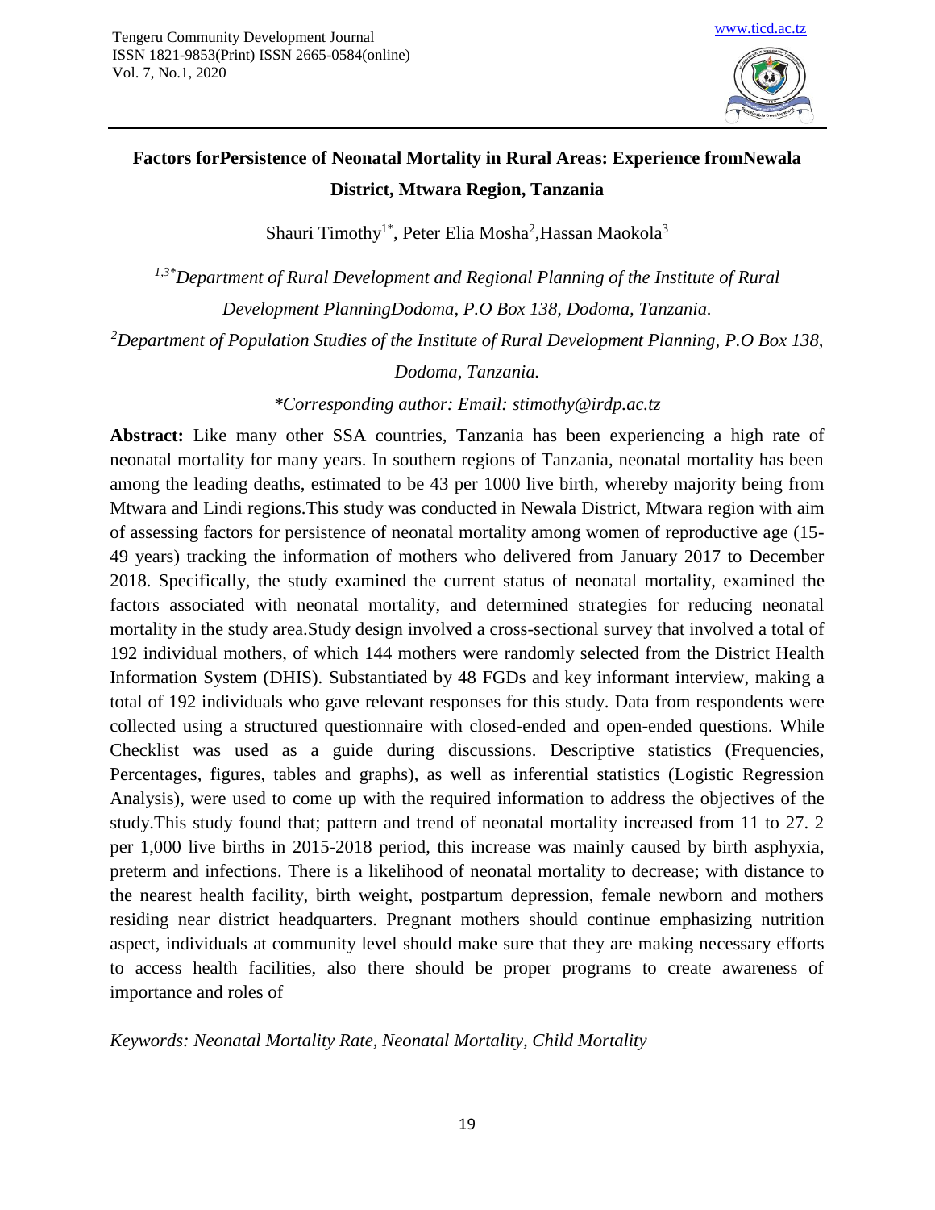# Factors forPersistence of Neonatal Mortality in Rural Areas: Experience fromNewala District, Mtwara Region, Tanzania

Shauri Timothy[1*], Peter Elia Mosha[2],Hassan Maokola[3]

*[1,3*]Department of Rural Development and Regional Planning of the Institute of Rural Development PlanningDodoma, P.O Box 138, Dodoma, Tanzania.*

*[2]Department of Population Studies of the Institute of Rural Development Planning, P.O Box 138, Dodoma, Tanzania.*

*\*Corresponding author: Email: stimothy@irdp.ac.tz*

**Abstract:** Like many other SSA countries, Tanzania has been experiencing a high rate of neonatal mortality for many years. In southern regions of Tanzania, neonatal mortality has been among the leading deaths, estimated to be 43 per 1000 live birth, whereby majority being from Mtwara and Lindi regions.This study was conducted in Newala District, Mtwara region with aim of assessing factors for persistence of neonatal mortality among women of reproductive age (15-49 years) tracking the information of mothers who delivered from January 2017 to December 2018. Specifically, the study examined the current status of neonatal mortality, examined the factors associated with neonatal mortality, and determined strategies for reducing neonatal mortality in the study area.Study design involved a cross-sectional survey that involved a total of 192 individual mothers, of which 144 mothers were randomly selected from the District Health Information System (DHIS). Substantiated by 48 FGDs and key informant interview, making a total of 192 individuals who gave relevant responses for this study. Data from respondents were collected using a structured questionnaire with closed-ended and open-ended questions. While Checklist was used as a guide during discussions. Descriptive statistics (Frequencies, Percentages, figures, tables and graphs), as well as inferential statistics (Logistic Regression Analysis), were used to come up with the required information to address the objectives of the study.This study found that; pattern and trend of neonatal mortality increased from 11 to 27. 2 per 1,000 live births in 2015-2018 period, this increase was mainly caused by birth asphyxia, preterm and infections. There is a likelihood of neonatal mortality to decrease; with distance to the nearest health facility, birth weight, postpartum depression, female newborn and mothers residing near district headquarters. Pregnant mothers should continue emphasizing nutrition aspect, individuals at community level should make sure that they are making necessary efforts to access health facilities, also there should be proper programs to create awareness of importance and roles of

*Keywords: Neonatal Mortality Rate, Neonatal Mortality, Child Mortality*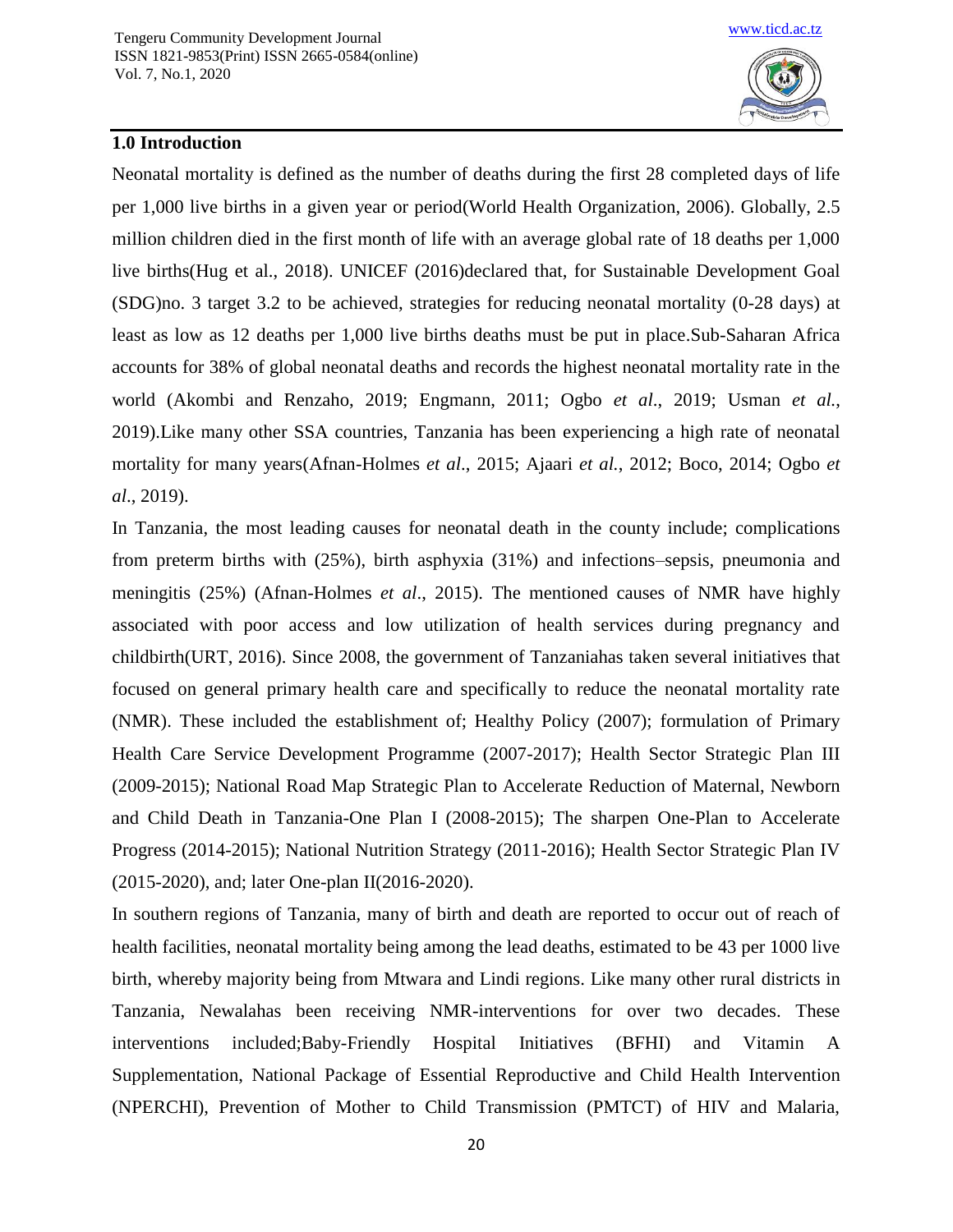## 1.0 Introduction

Neonatal mortality is defined as the number of deaths during the first 28 completed days of life per 1,000 live births in a given year or period(World Health Organization, 2006). Globally, 2.5 million children died in the first month of life with an average global rate of 18 deaths per 1,000 live births(Hug et al., 2018). UNICEF (2016)declared that, for Sustainable Development Goal (SDG)no. 3 target 3.2 to be achieved, strategies for reducing neonatal mortality (0-28 days) at least as low as 12 deaths per 1,000 live births deaths must be put in place.Sub-Saharan Africa accounts for 38% of global neonatal deaths and records the highest neonatal mortality rate in the world (Akombi and Renzaho, 2019; Engmann, 2011; Ogbo *et al*., 2019; Usman *et al.*, 2019).Like many other SSA countries, Tanzania has been experiencing a high rate of neonatal mortality for many years(Afnan-Holmes *et al*., 2015; Ajaari *et al.*, 2012; Boco, 2014; Ogbo *et al*., 2019).

In Tanzania, the most leading causes for neonatal death in the county include; complications from preterm births with (25%), birth asphyxia (31%) and infections–sepsis, pneumonia and meningitis (25%) (Afnan-Holmes *et al*., 2015). The mentioned causes of NMR have highly associated with poor access and low utilization of health services during pregnancy and childbirth(URT, 2016). Since 2008, the government of Tanzaniahas taken several initiatives that focused on general primary health care and specifically to reduce the neonatal mortality rate (NMR). These included the establishment of; Healthy Policy (2007); formulation of Primary Health Care Service Development Programme (2007-2017); Health Sector Strategic Plan III (2009-2015); National Road Map Strategic Plan to Accelerate Reduction of Maternal, Newborn and Child Death in Tanzania-One Plan I (2008-2015); The sharpen One-Plan to Accelerate Progress (2014-2015); National Nutrition Strategy (2011-2016); Health Sector Strategic Plan IV (2015-2020), and; later One-plan II(2016-2020).

In southern regions of Tanzania, many of birth and death are reported to occur out of reach of health facilities, neonatal mortality being among the lead deaths, estimated to be 43 per 1000 live birth, whereby majority being from Mtwara and Lindi regions. Like many other rural districts in Tanzania, Newalahas been receiving NMR-interventions for over two decades. These interventions included;Baby-Friendly Hospital Initiatives (BFHI) and Vitamin A Supplementation, National Package of Essential Reproductive and Child Health Intervention (NPERCHI), Prevention of Mother to Child Transmission (PMTCT) of HIV and Malaria,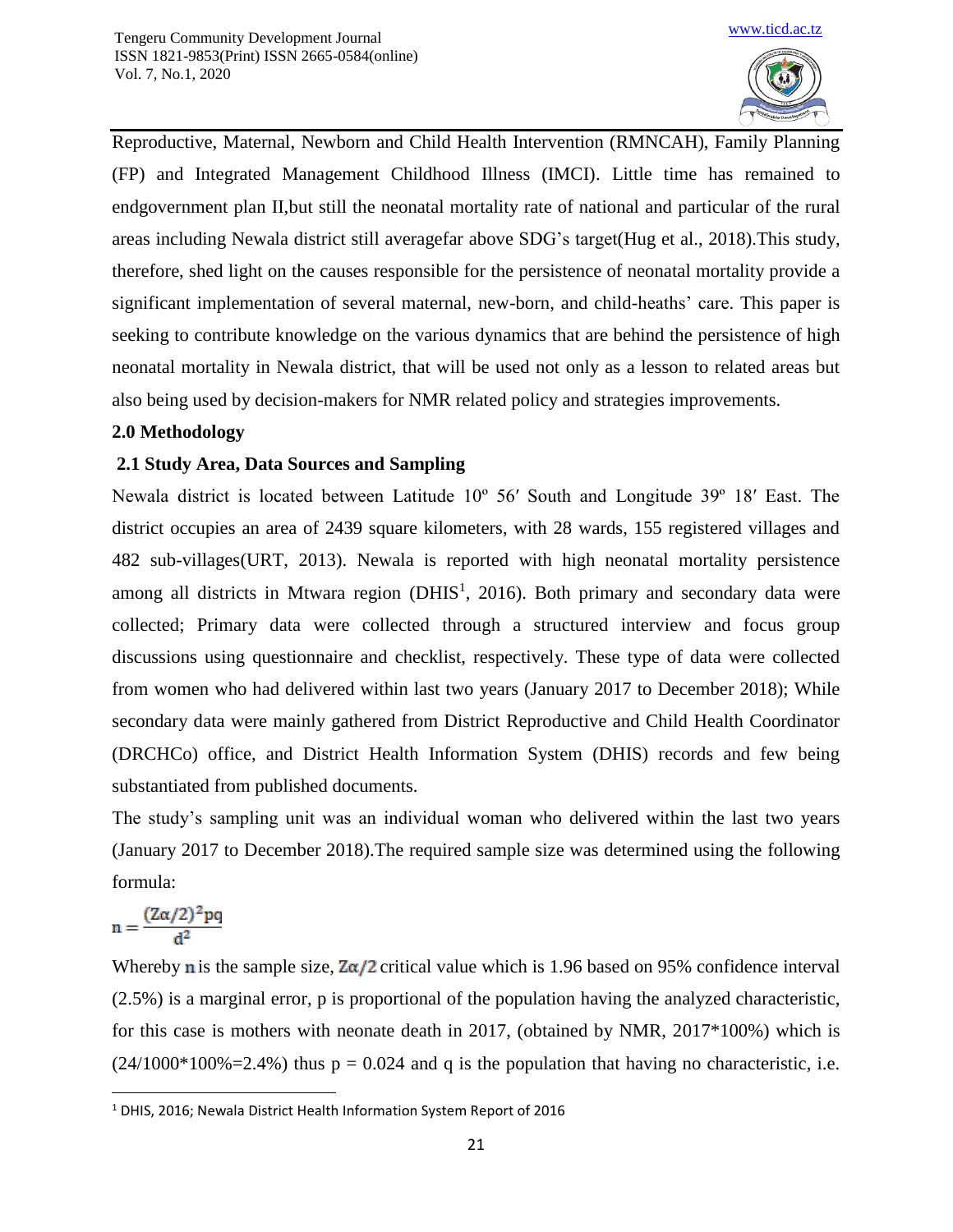Reproductive, Maternal, Newborn and Child Health Intervention (RMNCAH), Family Planning (FP) and Integrated Management Childhood Illness (IMCI). Little time has remained to endgovernment plan II,but still the neonatal mortality rate of national and particular of the rural areas including Newala district still averagefar above SDG's target(Hug et al., 2018).This study, therefore, shed light on the causes responsible for the persistence of neonatal mortality provide a significant implementation of several maternal, new-born, and child-heaths' care. This paper is seeking to contribute knowledge on the various dynamics that are behind the persistence of high neonatal mortality in Newala district, that will be used not only as a lesson to related areas but also being used by decision-makers for NMR related policy and strategies improvements.

## 2.0 Methodology

### 2.1 Study Area, Data Sources and Sampling

Newala district is located between Latitude 10º 56′ South and Longitude 39º 18′ East. The district occupies an area of 2439 square kilometers, with 28 wards, 155 registered villages and 482 sub-villages(URT, 2013). Newala is reported with high neonatal mortality persistence among all districts in Mtwara region (DHIS[1], 2016). Both primary and secondary data were collected; Primary data were collected through a structured interview and focus group discussions using questionnaire and checklist, respectively. These type of data were collected from women who had delivered within last two years (January 2017 to December 2018); While secondary data were mainly gathered from District Reproductive and Child Health Coordinator (DRCHCo) office, and District Health Information System (DHIS) records and few being substantiated from published documents.

The study's sampling unit was an individual woman who delivered within the last two years (January 2017 to December 2018).The required sample size was determined using the following formula:

$$n = \frac{(Z\alpha/2)^2 pq}{d^2}$$

Whereby $n$ is the sample size, $Z\alpha/2$ critical value which is 1.96 based on 95% confidence interval (2.5%) is a marginal error, p is proportional of the population having the analyzed characteristic, for this case is mothers with neonate death in 2017, (obtained by NMR, 2017*100%) which is (24/1000*100%=2.4%) thus $p = 0.024$ and q is the population that having no characteristic, i.e.

[1] DHIS, 2016; Newala District Health Information System Report of 2016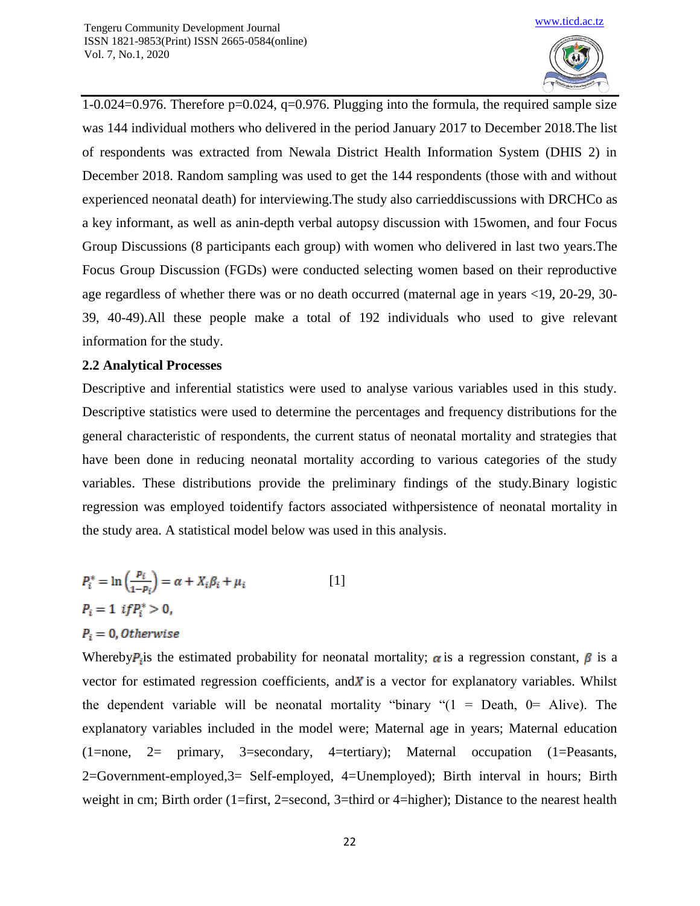1-0.024=0.976. Therefore p=0.024, q=0.976. Plugging into the formula, the required sample size was 144 individual mothers who delivered in the period January 2017 to December 2018.The list of respondents was extracted from Newala District Health Information System (DHIS 2) in December 2018. Random sampling was used to get the 144 respondents (those with and without experienced neonatal death) for interviewing.The study also carrieddiscussions with DRCHCo as a key informant, as well as anin-depth verbal autopsy discussion with 15women, and four Focus Group Discussions (8 participants each group) with women who delivered in last two years.The Focus Group Discussion (FGDs) were conducted selecting women based on their reproductive age regardless of whether there was or no death occurred (maternal age in years <19, 20-29, 30-39, 40-49).All these people make a total of 192 individuals who used to give relevant information for the study.

### 2.2 Analytical Processes

Descriptive and inferential statistics were used to analyse various variables used in this study. Descriptive statistics were used to determine the percentages and frequency distributions for the general characteristic of respondents, the current status of neonatal mortality and strategies that have been done in reducing neonatal mortality according to various categories of the study variables. These distributions provide the preliminary findings of the study.Binary logistic regression was employed toidentify factors associated withpersistence of neonatal mortality in the study area. A statistical model below was used in this analysis.

$$P_i^* = \ln\left(\frac{P_i}{1-P_i}\right) = \alpha + X_i\beta_i + \mu_i \qquad [1]$$

$$P_i = 1 \ if P_i^* > 0,$$

$$P_i = 0, Otherwise$$

Whereby $P_i$ is the estimated probability for neonatal mortality; $\alpha$ is a regression constant, $\beta$ is a vector for estimated regression coefficients, and $X$ is a vector for explanatory variables. Whilst the dependent variable will be neonatal mortality "binary "(1 = Death, 0= Alive). The explanatory variables included in the model were; Maternal age in years; Maternal education (1=none, 2= primary, 3=secondary, 4=tertiary); Maternal occupation (1=Peasants, 2=Government-employed,3= Self-employed, 4=Unemployed); Birth interval in hours; Birth weight in cm; Birth order (1=first, 2=second, 3=third or 4=higher); Distance to the nearest health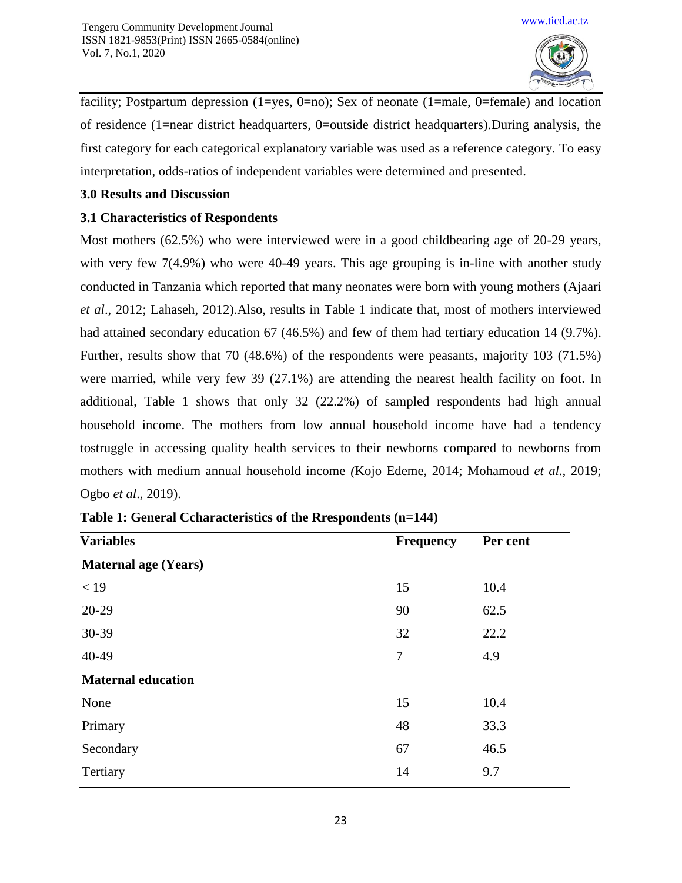facility; Postpartum depression (1=yes, 0=no); Sex of neonate (1=male, 0=female) and location of residence (1=near district headquarters, 0=outside district headquarters).During analysis, the first category for each categorical explanatory variable was used as a reference category. To easy interpretation, odds-ratios of independent variables were determined and presented.

## 3.0 Results and Discussion

### 3.1 Characteristics of Respondents

Most mothers (62.5%) who were interviewed were in a good childbearing age of 20-29 years, with very few 7(4.9%) who were 40-49 years. This age grouping is in-line with another study conducted in Tanzania which reported that many neonates were born with young mothers (Ajaari *et al*., 2012; Lahaseh, 2012).Also, results in Table 1 indicate that, most of mothers interviewed had attained secondary education 67 (46.5%) and few of them had tertiary education 14 (9.7%). Further, results show that 70 (48.6%) of the respondents were peasants, majority 103 (71.5%) were married, while very few 39 (27.1%) are attending the nearest health facility on foot. In additional, Table 1 shows that only 32 (22.2%) of sampled respondents had high annual household income. The mothers from low annual household income have had a tendency tostruggle in accessing quality health services to their newborns compared to newborns from mothers with medium annual household income *(*Kojo Edeme, 2014; Mohamoud *et al.*, 2019; Ogbo *et al*., 2019).

**Table 1: General Ccharacteristics of the Rrespondents (n=144)**

| Variables | Frequency | Per cent |
|---|---|---|
| **Maternal age (Years)** | | |
| < 19 | 15 | 10.4 |
| 20-29 | 90 | 62.5 |
| 30-39 | 32 | 22.2 |
| 40-49 | 7 | 4.9 |
| **Maternal education** | | |
| None | 15 | 10.4 |
| Primary | 48 | 33.3 |
| Secondary | 67 | 46.5 |
| Tertiary | 14 | 9.7 |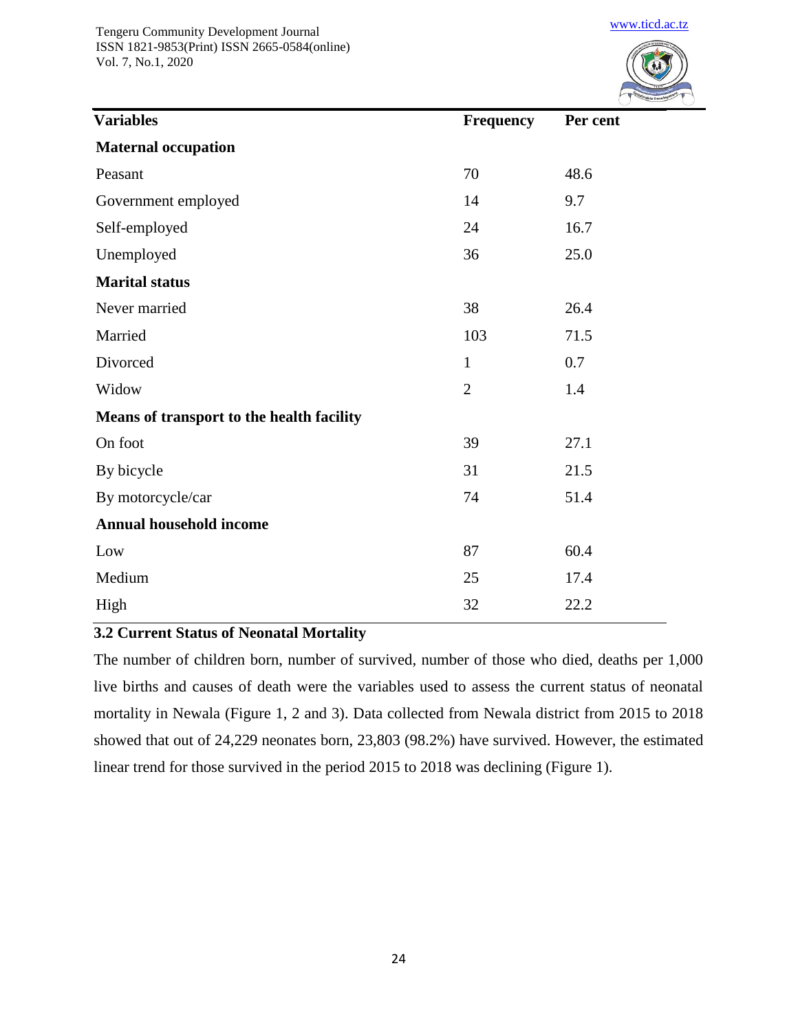| Variables | Frequency | Per cent |
|---|---|---|
| **Maternal occupation** | | |
| Peasant | 70 | 48.6 |
| Government employed | 14 | 9.7 |
| Self-employed | 24 | 16.7 |
| Unemployed | 36 | 25.0 |
| **Marital status** | | |
| Never married | 38 | 26.4 |
| Married | 103 | 71.5 |
| Divorced | 1 | 0.7 |
| Widow | 2 | 1.4 |
| **Means of transport to the health facility** | | |
| On foot | 39 | 27.1 |
| By bicycle | 31 | 21.5 |
| By motorcycle/car | 74 | 51.4 |
| **Annual household income** | | |
| Low | 87 | 60.4 |
| Medium | 25 | 17.4 |
| High | 32 | 22.2 |

### 3.2 Current Status of Neonatal Mortality

The number of children born, number of survived, number of those who died, deaths per 1,000 live births and causes of death were the variables used to assess the current status of neonatal mortality in Newala (Figure 1, 2 and 3). Data collected from Newala district from 2015 to 2018 showed that out of 24,229 neonates born, 23,803 (98.2%) have survived. However, the estimated linear trend for those survived in the period 2015 to 2018 was declining (Figure 1).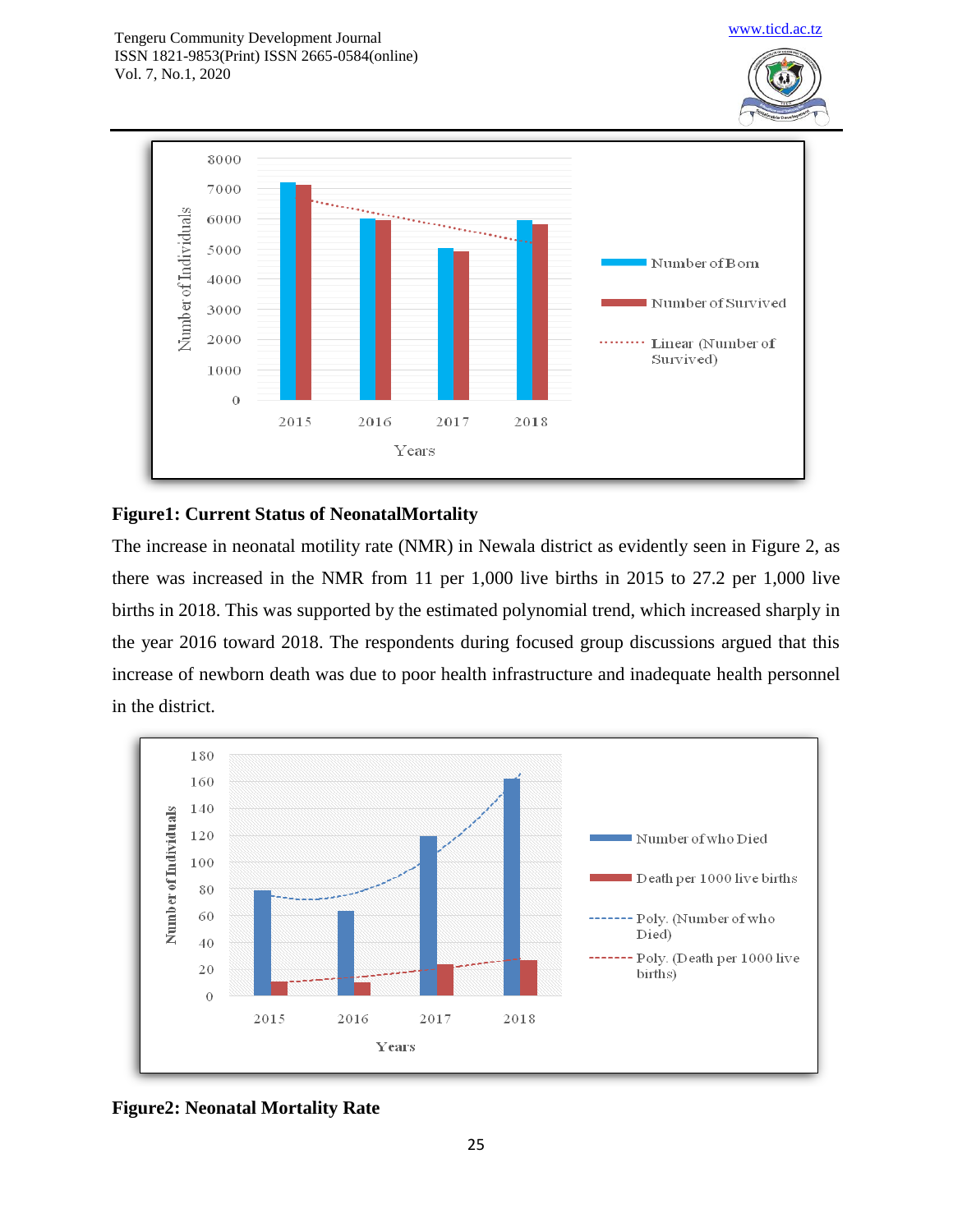**Figure1: Current Status of NeonatalMortality**

The increase in neonatal motility rate (NMR) in Newala district as evidently seen in Figure 2, as there was increased in the NMR from 11 per 1,000 live births in 2015 to 27.2 per 1,000 live births in 2018. This was supported by the estimated polynomial trend, which increased sharply in the year 2016 toward 2018. The respondents during focused group discussions argued that this increase of newborn death was due to poor health infrastructure and inadequate health personnel in the district.

**Figure2: Neonatal Mortality Rate**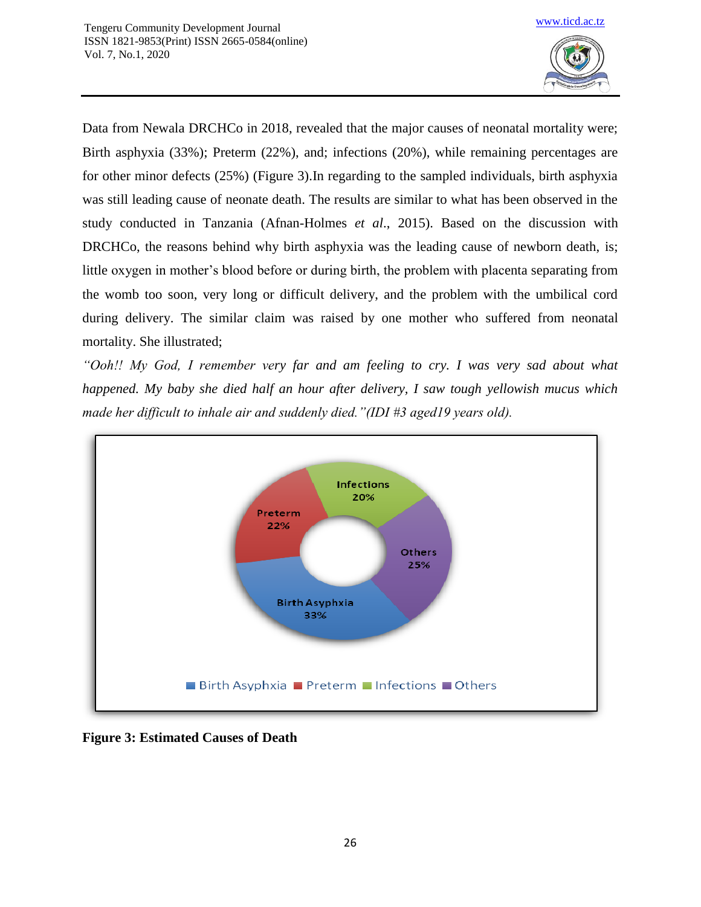Data from Newala DRCHCo in 2018, revealed that the major causes of neonatal mortality were; Birth asphyxia (33%); Preterm (22%), and; infections (20%), while remaining percentages are for other minor defects (25%) (Figure 3).In regarding to the sampled individuals, birth asphyxia was still leading cause of neonate death. The results are similar to what has been observed in the study conducted in Tanzania (Afnan-Holmes *et al*., 2015). Based on the discussion with DRCHCo, the reasons behind why birth asphyxia was the leading cause of newborn death, is; little oxygen in mother's blood before or during birth, the problem with placenta separating from the womb too soon, very long or difficult delivery, and the problem with the umbilical cord during delivery. The similar claim was raised by one mother who suffered from neonatal mortality. She illustrated;

*"Ooh!! My God, I remember very far and am feeling to cry. I was very sad about what happened. My baby she died half an hour after delivery, I saw tough yellowish mucus which made her difficult to inhale air and suddenly died."(IDI #3 aged19 years old).*

Infections 20%

Preterm 22%

Others 25%

Birth Asyphxia 33%

Birth Asyphxia, Preterm, Infections, Others

**Figure 3: Estimated Causes of Death**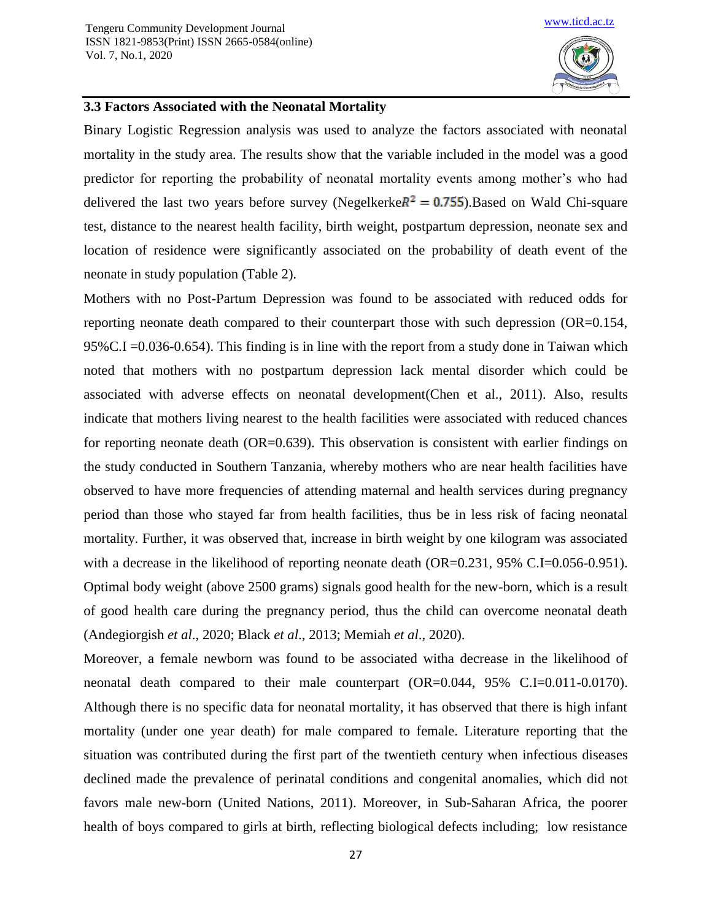### 3.3 Factors Associated with the Neonatal Mortality

Binary Logistic Regression analysis was used to analyze the factors associated with neonatal mortality in the study area. The results show that the variable included in the model was a good predictor for reporting the probability of neonatal mortality events among mother's who had delivered the last two years before survey (Negelkerke$R^2 = 0.755$).Based on Wald Chi-square test, distance to the nearest health facility, birth weight, postpartum depression, neonate sex and location of residence were significantly associated on the probability of death event of the neonate in study population (Table 2).

Mothers with no Post-Partum Depression was found to be associated with reduced odds for reporting neonate death compared to their counterpart those with such depression (OR=0.154, 95%C.I =0.036-0.654). This finding is in line with the report from a study done in Taiwan which noted that mothers with no postpartum depression lack mental disorder which could be associated with adverse effects on neonatal development(Chen et al., 2011). Also, results indicate that mothers living nearest to the health facilities were associated with reduced chances for reporting neonate death (OR=0.639). This observation is consistent with earlier findings on the study conducted in Southern Tanzania, whereby mothers who are near health facilities have observed to have more frequencies of attending maternal and health services during pregnancy period than those who stayed far from health facilities, thus be in less risk of facing neonatal mortality. Further, it was observed that, increase in birth weight by one kilogram was associated with a decrease in the likelihood of reporting neonate death (OR=0.231, 95% C.I=0.056-0.951). Optimal body weight (above 2500 grams) signals good health for the new-born, which is a result of good health care during the pregnancy period, thus the child can overcome neonatal death (Andegiorgish *et al*., 2020; Black *et al*., 2013; Memiah *et al*., 2020).

Moreover, a female newborn was found to be associated witha decrease in the likelihood of neonatal death compared to their male counterpart (OR=0.044, 95% C.I=0.011-0.0170). Although there is no specific data for neonatal mortality, it has observed that there is high infant mortality (under one year death) for male compared to female. Literature reporting that the situation was contributed during the first part of the twentieth century when infectious diseases declined made the prevalence of perinatal conditions and congenital anomalies, which did not favors male new-born (United Nations, 2011). Moreover, in Sub-Saharan Africa, the poorer health of boys compared to girls at birth, reflecting biological defects including; low resistance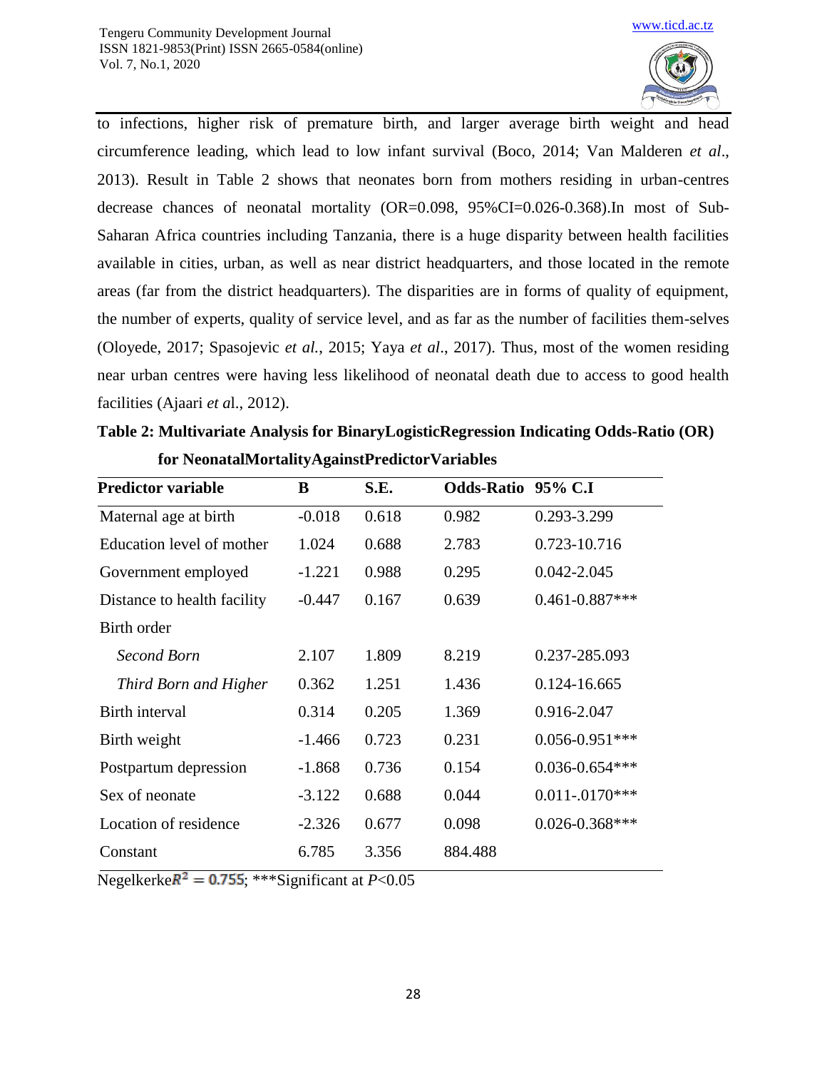to infections, higher risk of premature birth, and larger average birth weight and head circumference leading, which lead to low infant survival (Boco, 2014; Van Malderen *et al*., 2013). Result in Table 2 shows that neonates born from mothers residing in urban-centres decrease chances of neonatal mortality (OR=0.098, 95%CI=0.026-0.368).In most of Sub-Saharan Africa countries including Tanzania, there is a huge disparity between health facilities available in cities, urban, as well as near district headquarters, and those located in the remote areas (far from the district headquarters). The disparities are in forms of quality of equipment, the number of experts, quality of service level, and as far as the number of facilities them-selves (Oloyede, 2017; Spasojevic *et al.*, 2015; Yaya *et al*., 2017). Thus, most of the women residing near urban centres were having less likelihood of neonatal death due to access to good health facilities (Ajaari *et a*l., 2012).

**Table 2: Multivariate Analysis for BinaryLogisticRegression Indicating Odds-Ratio (OR) for NeonatalMortalityAgainstPredictorVariables**

| Predictor variable | B | S.E. | Odds-Ratio | 95% C.I |
|---|---|---|---|---|
| Maternal age at birth | -0.018 | 0.618 | 0.982 | 0.293-3.299 |
| Education level of mother | 1.024 | 0.688 | 2.783 | 0.723-10.716 |
| Government employed | -1.221 | 0.988 | 0.295 | 0.042-2.045 |
| Distance to health facility | -0.447 | 0.167 | 0.639 | 0.461-0.887*** |
| Birth order | | | | |
| *Second Born* | 2.107 | 1.809 | 8.219 | 0.237-285.093 |
| *Third Born and Higher* | 0.362 | 1.251 | 1.436 | 0.124-16.665 |
| Birth interval | 0.314 | 0.205 | 1.369 | 0.916-2.047 |
| Birth weight | -1.466 | 0.723 | 0.231 | 0.056-0.951*** |
| Postpartum depression | -1.868 | 0.736 | 0.154 | 0.036-0.654*** |
| Sex of neonate | -3.122 | 0.688 | 0.044 | 0.011-.0170*** |
| Location of residence | -2.326 | 0.677 | 0.098 | 0.026-0.368*** |
| Constant | 6.785 | 3.356 | 884.488 | |

Negelkerke $R^2 = 0.755$; ***Significant at $P$<0.05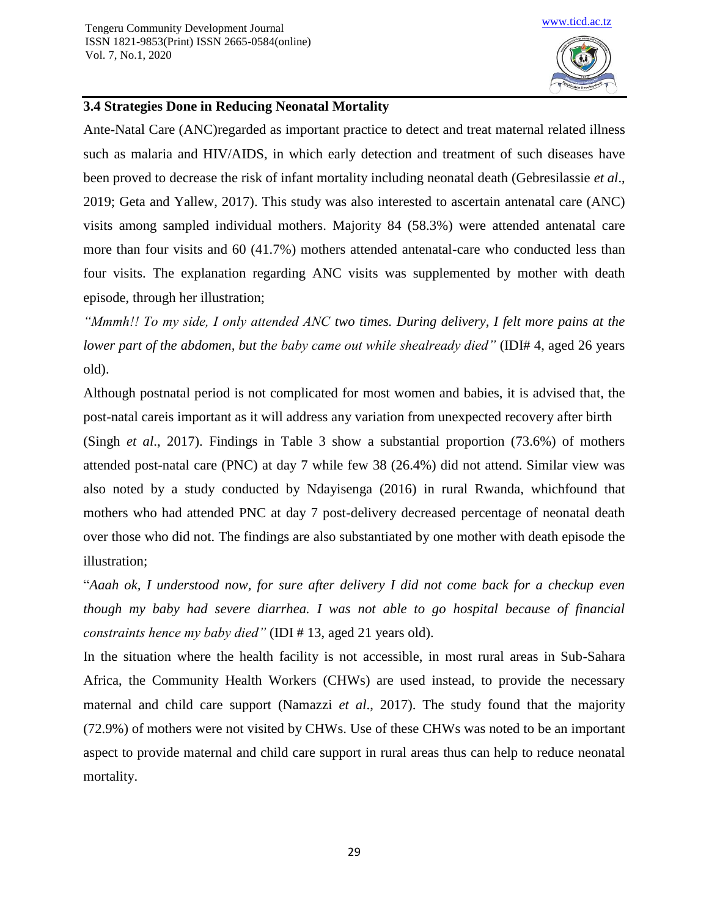### 3.4 Strategies Done in Reducing Neonatal Mortality

Ante-Natal Care (ANC)regarded as important practice to detect and treat maternal related illness such as malaria and HIV/AIDS, in which early detection and treatment of such diseases have been proved to decrease the risk of infant mortality including neonatal death (Gebresilassie *et al*., 2019; Geta and Yallew, 2017). This study was also interested to ascertain antenatal care (ANC) visits among sampled individual mothers. Majority 84 (58.3%) were attended antenatal care more than four visits and 60 (41.7%) mothers attended antenatal-care who conducted less than four visits. The explanation regarding ANC visits was supplemented by mother with death episode, through her illustration;

*"Mmmh!! To my side, I only attended ANC two times. During delivery, I felt more pains at the lower part of the abdomen, but the baby came out while shealready died"* (IDI# 4, aged 26 years old).

Although postnatal period is not complicated for most women and babies, it is advised that, the post-natal careis important as it will address any variation from unexpected recovery after birth (Singh *et al*., 2017). Findings in Table 3 show a substantial proportion (73.6%) of mothers attended post-natal care (PNC) at day 7 while few 38 (26.4%) did not attend. Similar view was also noted by a study conducted by Ndayisenga (2016) in rural Rwanda, whichfound that mothers who had attended PNC at day 7 post-delivery decreased percentage of neonatal death over those who did not. The findings are also substantiated by one mother with death episode the illustration;

"*Aaah ok, I understood now, for sure after delivery I did not come back for a checkup even though my baby had severe diarrhea. I was not able to go hospital because of financial constraints hence my baby died"* (IDI # 13, aged 21 years old).

In the situation where the health facility is not accessible, in most rural areas in Sub-Sahara Africa, the Community Health Workers (CHWs) are used instead, to provide the necessary maternal and child care support (Namazzi *et al*., 2017). The study found that the majority (72.9%) of mothers were not visited by CHWs. Use of these CHWs was noted to be an important aspect to provide maternal and child care support in rural areas thus can help to reduce neonatal mortality.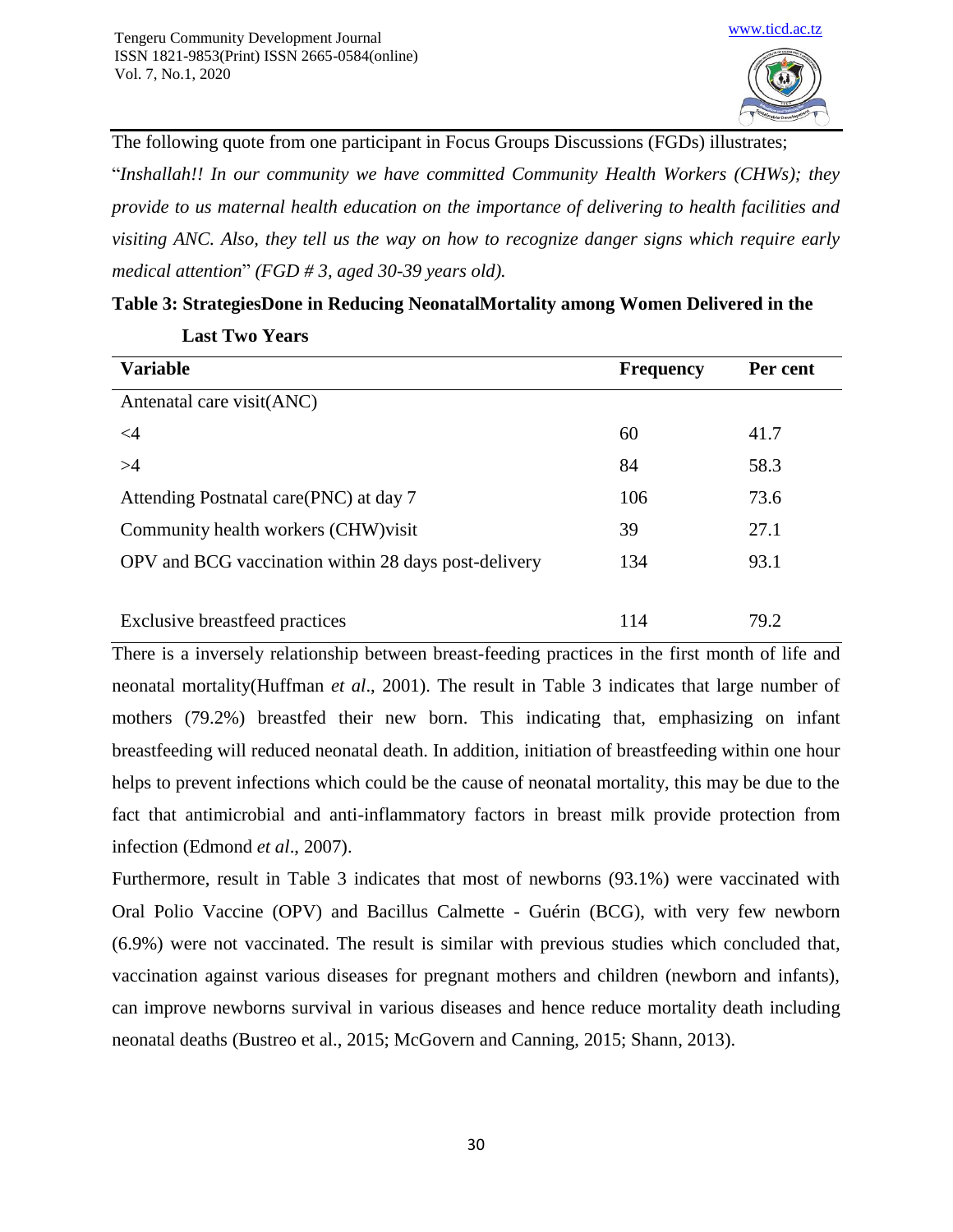The following quote from one participant in Focus Groups Discussions (FGDs) illustrates;

"*Inshallah!! In our community we have committed Community Health Workers (CHWs); they provide to us maternal health education on the importance of delivering to health facilities and visiting ANC. Also, they tell us the way on how to recognize danger signs which require early medical attention*" *(FGD # 3, aged 30-39 years old).*

**Table 3: StrategiesDone in Reducing NeonatalMortality among Women Delivered in the Last Two Years**

| Variable | Frequency | Per cent |
|---|---|---|
| Antenatal care visit(ANC) | | |
| <4 | 60 | 41.7 |
| >4 | 84 | 58.3 |
| Attending Postnatal care(PNC) at day 7 | 106 | 73.6 |
| Community health workers (CHW)visit | 39 | 27.1 |
| OPV and BCG vaccination within 28 days post-delivery | 134 | 93.1 |
| Exclusive breastfeed practices | 114 | 79.2 |

There is a inversely relationship between breast-feeding practices in the first month of life and neonatal mortality(Huffman *et al*., 2001). The result in Table 3 indicates that large number of mothers (79.2%) breastfed their new born. This indicating that, emphasizing on infant breastfeeding will reduced neonatal death. In addition, initiation of breastfeeding within one hour helps to prevent infections which could be the cause of neonatal mortality, this may be due to the fact that antimicrobial and anti-inflammatory factors in breast milk provide protection from infection (Edmond *et al*., 2007).

Furthermore, result in Table 3 indicates that most of newborns (93.1%) were vaccinated with Oral Polio Vaccine (OPV) and Bacillus Calmette - Guérin (BCG), with very few newborn (6.9%) were not vaccinated. The result is similar with previous studies which concluded that, vaccination against various diseases for pregnant mothers and children (newborn and infants), can improve newborns survival in various diseases and hence reduce mortality death including neonatal deaths (Bustreo et al., 2015; McGovern and Canning, 2015; Shann, 2013).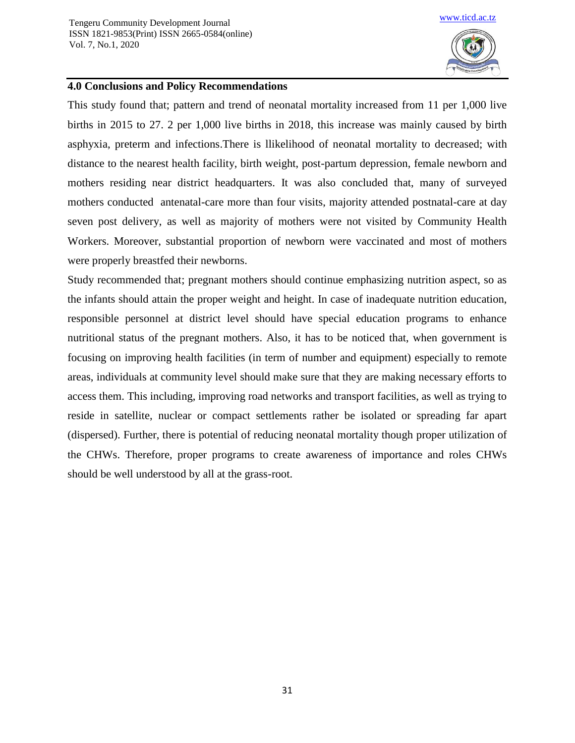## 4.0 Conclusions and Policy Recommendations

This study found that; pattern and trend of neonatal mortality increased from 11 per 1,000 live births in 2015 to 27. 2 per 1,000 live births in 2018, this increase was mainly caused by birth asphyxia, preterm and infections.There is llikelihood of neonatal mortality to decreased; with distance to the nearest health facility, birth weight, post-partum depression, female newborn and mothers residing near district headquarters. It was also concluded that, many of surveyed mothers conducted antenatal-care more than four visits, majority attended postnatal-care at day seven post delivery, as well as majority of mothers were not visited by Community Health Workers. Moreover, substantial proportion of newborn were vaccinated and most of mothers were properly breastfed their newborns.

Study recommended that; pregnant mothers should continue emphasizing nutrition aspect, so as the infants should attain the proper weight and height. In case of inadequate nutrition education, responsible personnel at district level should have special education programs to enhance nutritional status of the pregnant mothers. Also, it has to be noticed that, when government is focusing on improving health facilities (in term of number and equipment) especially to remote areas, individuals at community level should make sure that they are making necessary efforts to access them. This including, improving road networks and transport facilities, as well as trying to reside in satellite, nuclear or compact settlements rather be isolated or spreading far apart (dispersed). Further, there is potential of reducing neonatal mortality though proper utilization of the CHWs. Therefore, proper programs to create awareness of importance and roles CHWs should be well understood by all at the grass-root.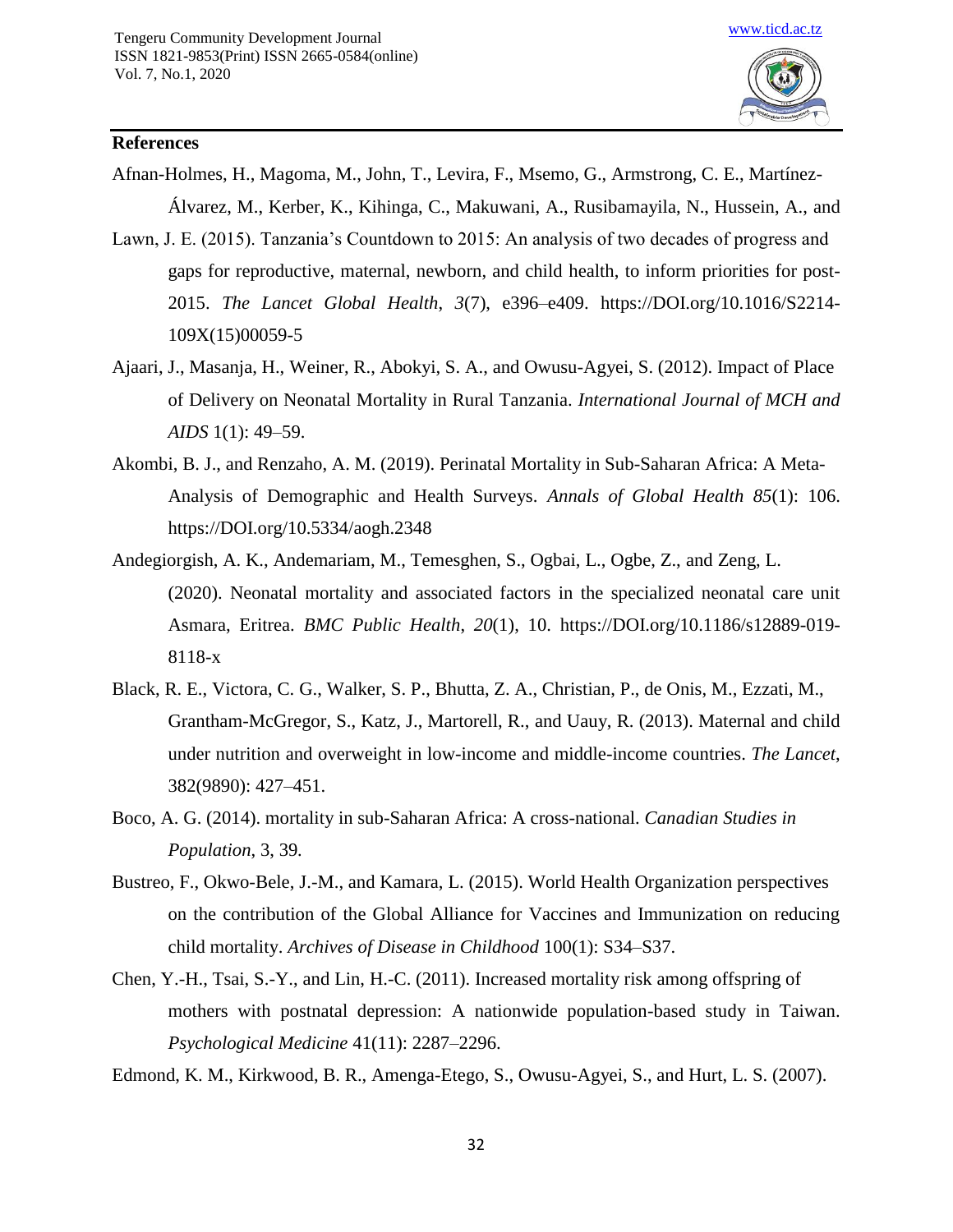**References**

Afnan-Holmes, H., Magoma, M., John, T., Levira, F., Msemo, G., Armstrong, C. E., Martínez-Álvarez, M., Kerber, K., Kihinga, C., Makuwani, A., Rusibamayila, N., Hussein, A., and Lawn, J. E. (2015). Tanzania's Countdown to 2015: An analysis of two decades of progress and gaps for reproductive, maternal, newborn, and child health, to inform priorities for post-2015. *The Lancet Global Health*, *3*(7), e396–e409. https://DOI.org/10.1016/S2214-109X(15)00059-5

Ajaari, J., Masanja, H., Weiner, R., Abokyi, S. A., and Owusu-Agyei, S. (2012). Impact of Place of Delivery on Neonatal Mortality in Rural Tanzania. *International Journal of MCH and AIDS* 1(1): 49–59.

Akombi, B. J., and Renzaho, A. M. (2019). Perinatal Mortality in Sub-Saharan Africa: A Meta-Analysis of Demographic and Health Surveys. *Annals of Global Health 85*(1): 106. https://DOI.org/10.5334/aogh.2348

Andegiorgish, A. K., Andemariam, M., Temesghen, S., Ogbai, L., Ogbe, Z., and Zeng, L. (2020). Neonatal mortality and associated factors in the specialized neonatal care unit Asmara, Eritrea. *BMC Public Health*, *20*(1), 10. https://DOI.org/10.1186/s12889-019-8118-x

Black, R. E., Victora, C. G., Walker, S. P., Bhutta, Z. A., Christian, P., de Onis, M., Ezzati, M., Grantham-McGregor, S., Katz, J., Martorell, R., and Uauy, R. (2013). Maternal and child under nutrition and overweight in low-income and middle-income countries. *The Lancet*, 382(9890): 427–451.

Boco, A. G. (2014). mortality in sub-Saharan Africa: A cross-national. *Canadian Studies in Population*, 3, 39.

Bustreo, F., Okwo-Bele, J.-M., and Kamara, L. (2015). World Health Organization perspectives on the contribution of the Global Alliance for Vaccines and Immunization on reducing child mortality. *Archives of Disease in Childhood* 100(1): S34–S37.

Chen, Y.-H., Tsai, S.-Y., and Lin, H.-C. (2011). Increased mortality risk among offspring of mothers with postnatal depression: A nationwide population-based study in Taiwan. *Psychological Medicine* 41(11): 2287–2296.

Edmond, K. M., Kirkwood, B. R., Amenga-Etego, S., Owusu-Agyei, S., and Hurt, L. S. (2007).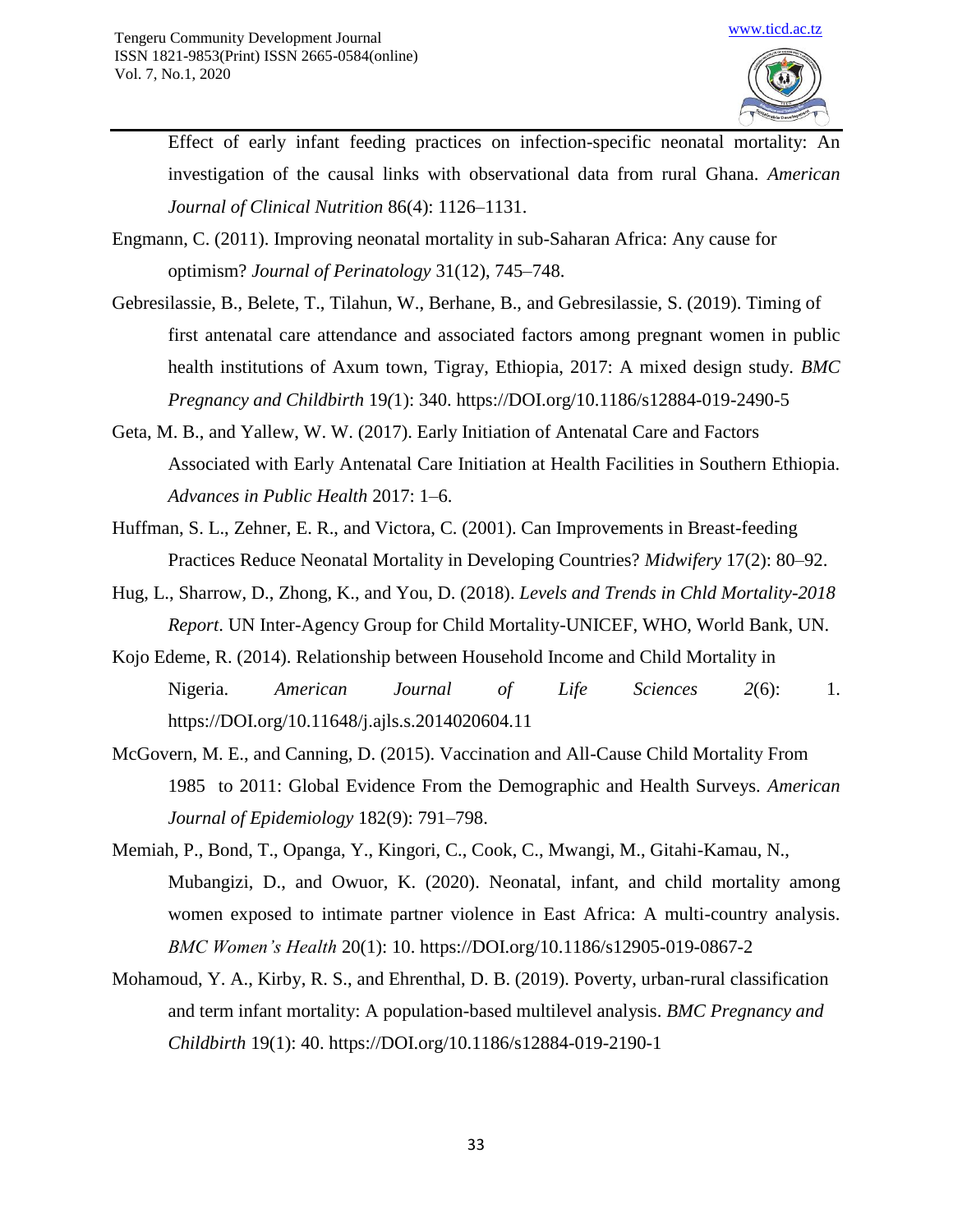Effect of early infant feeding practices on infection-specific neonatal mortality: An investigation of the causal links with observational data from rural Ghana. *American Journal of Clinical Nutrition* 86(4): 1126–1131.

Engmann, C. (2011). Improving neonatal mortality in sub-Saharan Africa: Any cause for optimism? *Journal of Perinatology* 31(12), 745–748.

Gebresilassie, B., Belete, T., Tilahun, W., Berhane, B., and Gebresilassie, S. (2019). Timing of first antenatal care attendance and associated factors among pregnant women in public health institutions of Axum town, Tigray, Ethiopia, 2017: A mixed design study. *BMC Pregnancy and Childbirth* 19*(*1): 340. https://DOI.org/10.1186/s12884-019-2490-5

Geta, M. B., and Yallew, W. W. (2017). Early Initiation of Antenatal Care and Factors Associated with Early Antenatal Care Initiation at Health Facilities in Southern Ethiopia. *Advances in Public Health* 2017: 1–6.

Huffman, S. L., Zehner, E. R., and Victora, C. (2001). Can Improvements in Breast-feeding Practices Reduce Neonatal Mortality in Developing Countries? *Midwifery* 17(2): 80–92.

Hug, L., Sharrow, D., Zhong, K., and You, D. (2018). *Levels and Trends in Chld Mortality-2018 Report*. UN Inter-Agency Group for Child Mortality-UNICEF, WHO, World Bank, UN.

Kojo Edeme, R. (2014). Relationship between Household Income and Child Mortality in Nigeria. *American Journal of Life Sciences 2*(6): 1. https://DOI.org/10.11648/j.ajls.s.2014020604.11

McGovern, M. E., and Canning, D. (2015). Vaccination and All-Cause Child Mortality From 1985 to 2011: Global Evidence From the Demographic and Health Surveys. *American Journal of Epidemiology* 182(9): 791–798.

Memiah, P., Bond, T., Opanga, Y., Kingori, C., Cook, C., Mwangi, M., Gitahi-Kamau, N., Mubangizi, D., and Owuor, K. (2020). Neonatal, infant, and child mortality among women exposed to intimate partner violence in East Africa: A multi-country analysis. *BMC Women's Health* 20(1): 10. https://DOI.org/10.1186/s12905-019-0867-2

Mohamoud, Y. A., Kirby, R. S., and Ehrenthal, D. B. (2019). Poverty, urban-rural classification and term infant mortality: A population-based multilevel analysis. *BMC Pregnancy and Childbirth* 19(1): 40. https://DOI.org/10.1186/s12884-019-2190-1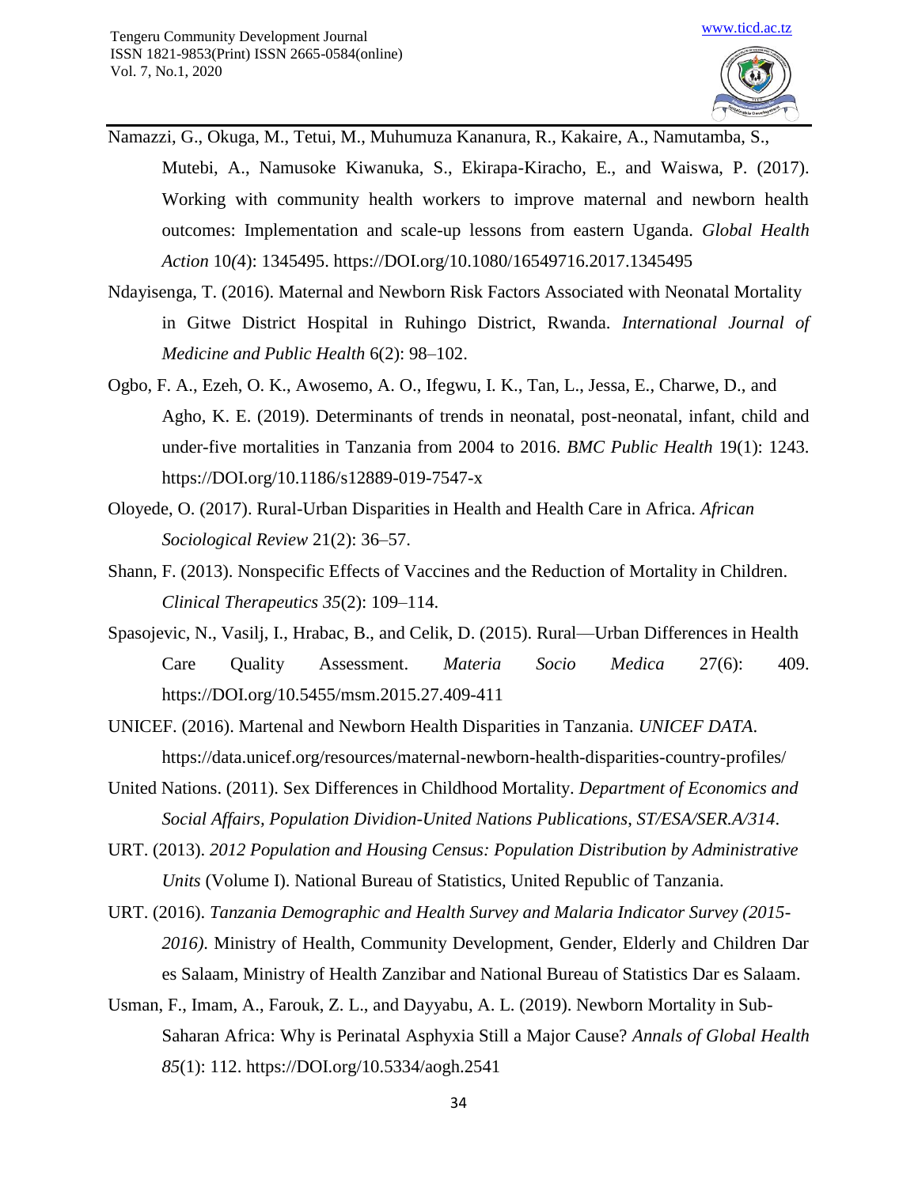Namazzi, G., Okuga, M., Tetui, M., Muhumuza Kananura, R., Kakaire, A., Namutamba, S., Mutebi, A., Namusoke Kiwanuka, S., Ekirapa-Kiracho, E., and Waiswa, P. (2017). Working with community health workers to improve maternal and newborn health outcomes: Implementation and scale-up lessons from eastern Uganda. *Global Health Action* 10*(*4): 1345495. https://DOI.org/10.1080/16549716.2017.1345495

Ndayisenga, T. (2016). Maternal and Newborn Risk Factors Associated with Neonatal Mortality in Gitwe District Hospital in Ruhingo District, Rwanda. *International Journal of Medicine and Public Health* 6(2): 98–102.

Ogbo, F. A., Ezeh, O. K., Awosemo, A. O., Ifegwu, I. K., Tan, L., Jessa, E., Charwe, D., and Agho, K. E. (2019). Determinants of trends in neonatal, post-neonatal, infant, child and under-five mortalities in Tanzania from 2004 to 2016. *BMC Public Health* 19(1): 1243. https://DOI.org/10.1186/s12889-019-7547-x

Oloyede, O. (2017). Rural-Urban Disparities in Health and Health Care in Africa. *African Sociological Review* 21(2): 36–57.

Shann, F. (2013). Nonspecific Effects of Vaccines and the Reduction of Mortality in Children. *Clinical Therapeutics 35*(2): 109–114.

Spasojevic, N., Vasilj, I., Hrabac, B., and Celik, D. (2015). Rural—Urban Differences in Health Care Quality Assessment. *Materia Socio Medica* 27(6): 409. https://DOI.org/10.5455/msm.2015.27.409-411

UNICEF. (2016). Martenal and Newborn Health Disparities in Tanzania. *UNICEF DATA*. https://data.unicef.org/resources/maternal-newborn-health-disparities-country-profiles/

United Nations. (2011). Sex Differences in Childhood Mortality. *Department of Economics and Social Affairs, Population Dividion-United Nations Publications, ST/ESA/SER.A/314*.

URT. (2013). *2012 Population and Housing Census: Population Distribution by Administrative Units* (Volume I). National Bureau of Statistics, United Republic of Tanzania.

URT. (2016). *Tanzania Demographic and Health Survey and Malaria Indicator Survey (2015-2016)*. Ministry of Health, Community Development, Gender, Elderly and Children Dar es Salaam, Ministry of Health Zanzibar and National Bureau of Statistics Dar es Salaam.

Usman, F., Imam, A., Farouk, Z. L., and Dayyabu, A. L. (2019). Newborn Mortality in Sub-Saharan Africa: Why is Perinatal Asphyxia Still a Major Cause? *Annals of Global Health 85*(1): 112. https://DOI.org/10.5334/aogh.2541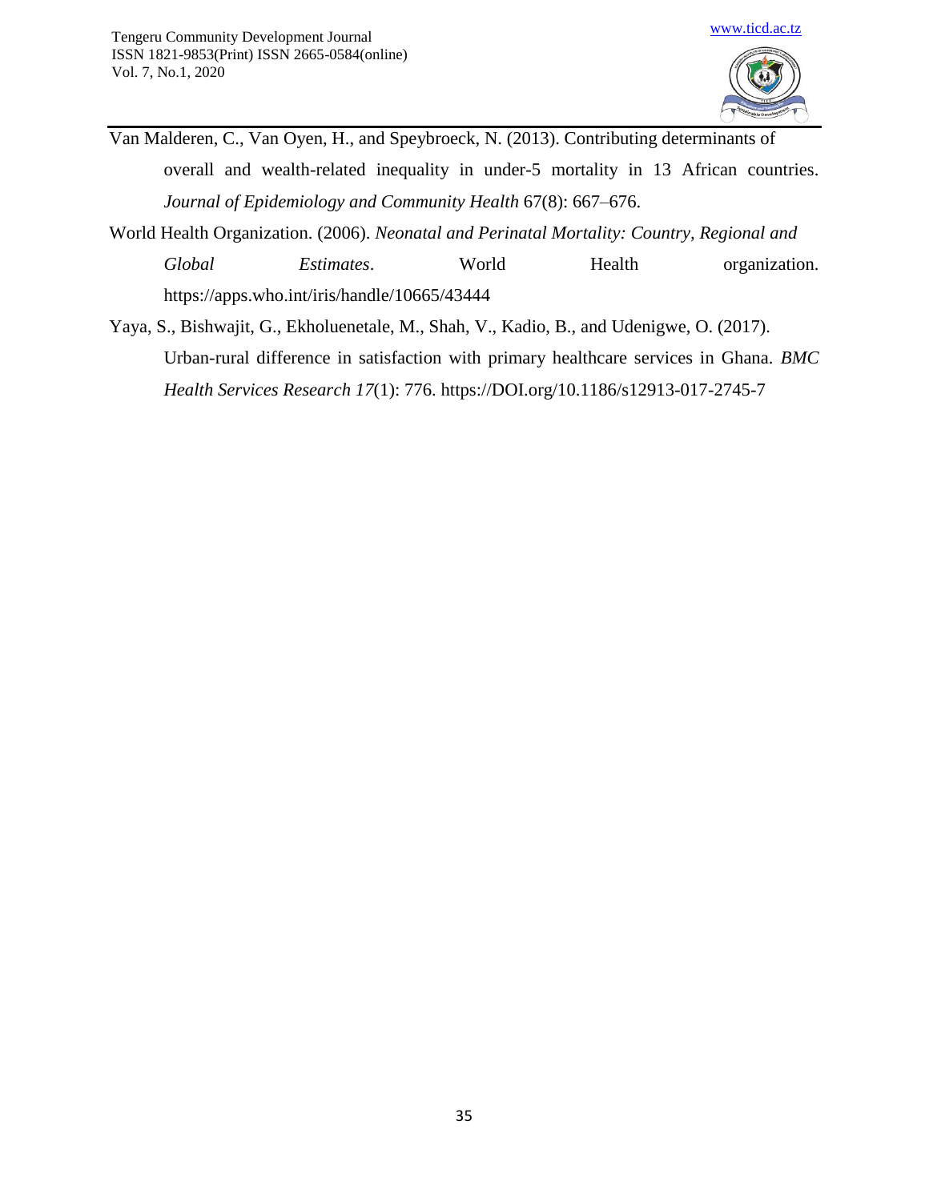Van Malderen, C., Van Oyen, H., and Speybroeck, N. (2013). Contributing determinants of overall and wealth-related inequality in under-5 mortality in 13 African countries. *Journal of Epidemiology and Community Health* 67(8): 667–676.

World Health Organization. (2006). *Neonatal and Perinatal Mortality: Country, Regional and Global Estimates*. World Health organization. https://apps.who.int/iris/handle/10665/43444

Yaya, S., Bishwajit, G., Ekholuenetale, M., Shah, V., Kadio, B., and Udenigwe, O. (2017). Urban-rural difference in satisfaction with primary healthcare services in Ghana. *BMC Health Services Research 17*(1): 776. https://DOI.org/10.1186/s12913-017-2745-7